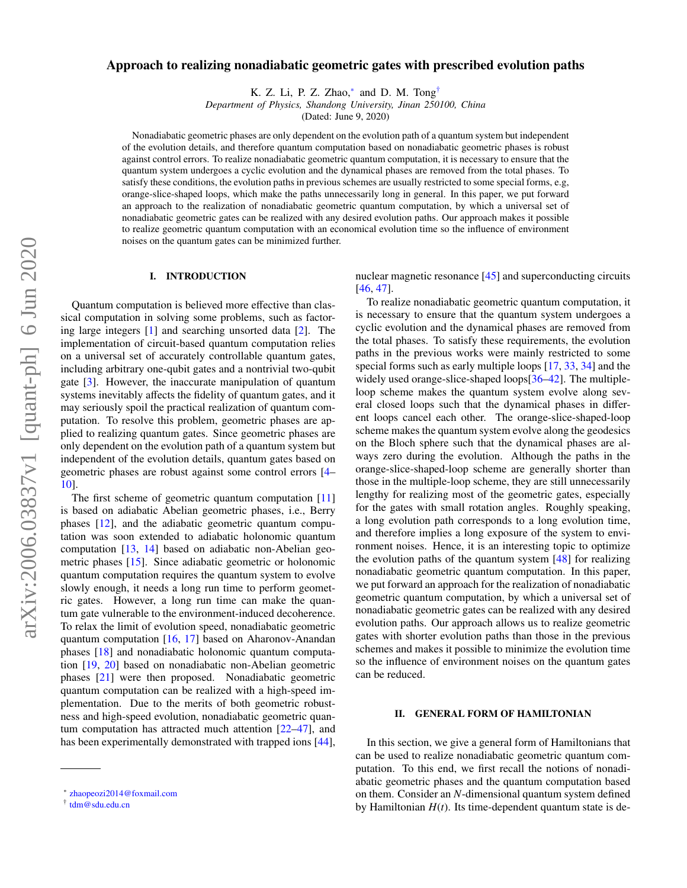# Approach to realizing nonadiabatic geometric gates with prescribed evolution paths

K. Z. Li, P. Z. Zhao,[*] and D. M. Tong[†]

*Department of Physics, Shandong University, Jinan 250100, China*

(Dated: June 9, 2020)

Nonadiabatic geometric phases are only dependent on the evolution path of a quantum system but independent of the evolution details, and therefore quantum computation based on nonadiabatic geometric phases is robust against control errors. To realize nonadiabatic geometric quantum computation, it is necessary to ensure that the quantum system undergoes a cyclic evolution and the dynamical phases are removed from the total phases. To satisfy these conditions, the evolution paths in previous schemes are usually restricted to some special forms, e.g, orange-slice-shaped loops, which make the paths unnecessarily long in general. In this paper, we put forward an approach to the realization of nonadiabatic geometric quantum computation, by which a universal set of nonadiabatic geometric gates can be realized with any desired evolution paths. Our approach makes it possible to realize geometric quantum computation with an economical evolution time so the influence of environment noises on the quantum gates can be minimized further.

## I. INTRODUCTION

Quantum computation is believed more effective than classical computation in solving some problems, such as factoring large integers [1] and searching unsorted data [2]. The implementation of circuit-based quantum computation relies on a universal set of accurately controllable quantum gates, including arbitrary one-qubit gates and a nontrivial two-qubit gate [3]. However, the inaccurate manipulation of quantum systems inevitably affects the fidelity of quantum gates, and it may seriously spoil the practical realization of quantum computation. To resolve this problem, geometric phases are applied to realizing quantum gates. Since geometric phases are only dependent on the evolution path of a quantum system but independent of the evolution details, quantum gates based on geometric phases are robust against some control errors [4–10].

The first scheme of geometric quantum computation [11] is based on adiabatic Abelian geometric phases, i.e., Berry phases [12], and the adiabatic geometric quantum computation was soon extended to adiabatic holonomic quantum computation [13, 14] based on adiabatic non-Abelian geometric phases [15]. Since adiabatic geometric or holonomic quantum computation requires the quantum system to evolve slowly enough, it needs a long run time to perform geometric gates. However, a long run time can make the quantum gate vulnerable to the environment-induced decoherence. To relax the limit of evolution speed, nonadiabatic geometric quantum computation [16, 17] based on Aharonov-Anandan phases [18] and nonadiabatic holonomic quantum computation [19, 20] based on nonadiabatic non-Abelian geometric phases [21] were then proposed. Nonadiabatic geometric quantum computation can be realized with a high-speed implementation. Due to the merits of both geometric robustness and high-speed evolution, nonadiabatic geometric quantum computation has attracted much attention [22–47], and has been experimentally demonstrated with trapped ions [44], nuclear magnetic resonance [45] and superconducting circuits [46, 47].

To realize nonadiabatic geometric quantum computation, it is necessary to ensure that the quantum system undergoes a cyclic evolution and the dynamical phases are removed from the total phases. To satisfy these requirements, the evolution paths in the previous works were mainly restricted to some special forms such as early multiple loops [17, 33, 34] and the widely used orange-slice-shaped loops[36–42]. The multiple-loop scheme makes the quantum system evolve along several closed loops such that the dynamical phases in different loops cancel each other. The orange-slice-shaped-loop scheme makes the quantum system evolve along the geodesics on the Bloch sphere such that the dynamical phases are always zero during the evolution. Although the paths in the orange-slice-shaped-loop scheme are generally shorter than those in the multiple-loop scheme, they are still unnecessarily lengthy for realizing most of the geometric gates, especially for the gates with small rotation angles. Roughly speaking, a long evolution path corresponds to a long evolution time, and therefore implies a long exposure of the system to environment noises. Hence, it is an interesting topic to optimize the evolution paths of the quantum system [48] for realizing nonadiabatic geometric quantum computation. In this paper, we put forward an approach for the realization of nonadiabatic geometric quantum computation, by which a universal set of nonadiabatic geometric gates can be realized with any desired evolution paths. Our approach allows us to realize geometric gates with shorter evolution paths than those in the previous schemes and makes it possible to minimize the evolution time so the influence of environment noises on the quantum gates can be reduced.

## II. GENERAL FORM OF HAMILTONIAN

In this section, we give a general form of Hamiltonians that can be used to realize nonadiabatic geometric quantum computation. To this end, we first recall the notions of nonadiabatic geometric phases and the quantum computation based on them. Consider an $N$-dimensional quantum system defined by Hamiltonian $H(t)$. Its time-dependent quantum state is de-

[*] zhaopeozi2014@foxmail.com

[†] tdm@sdu.edu.cn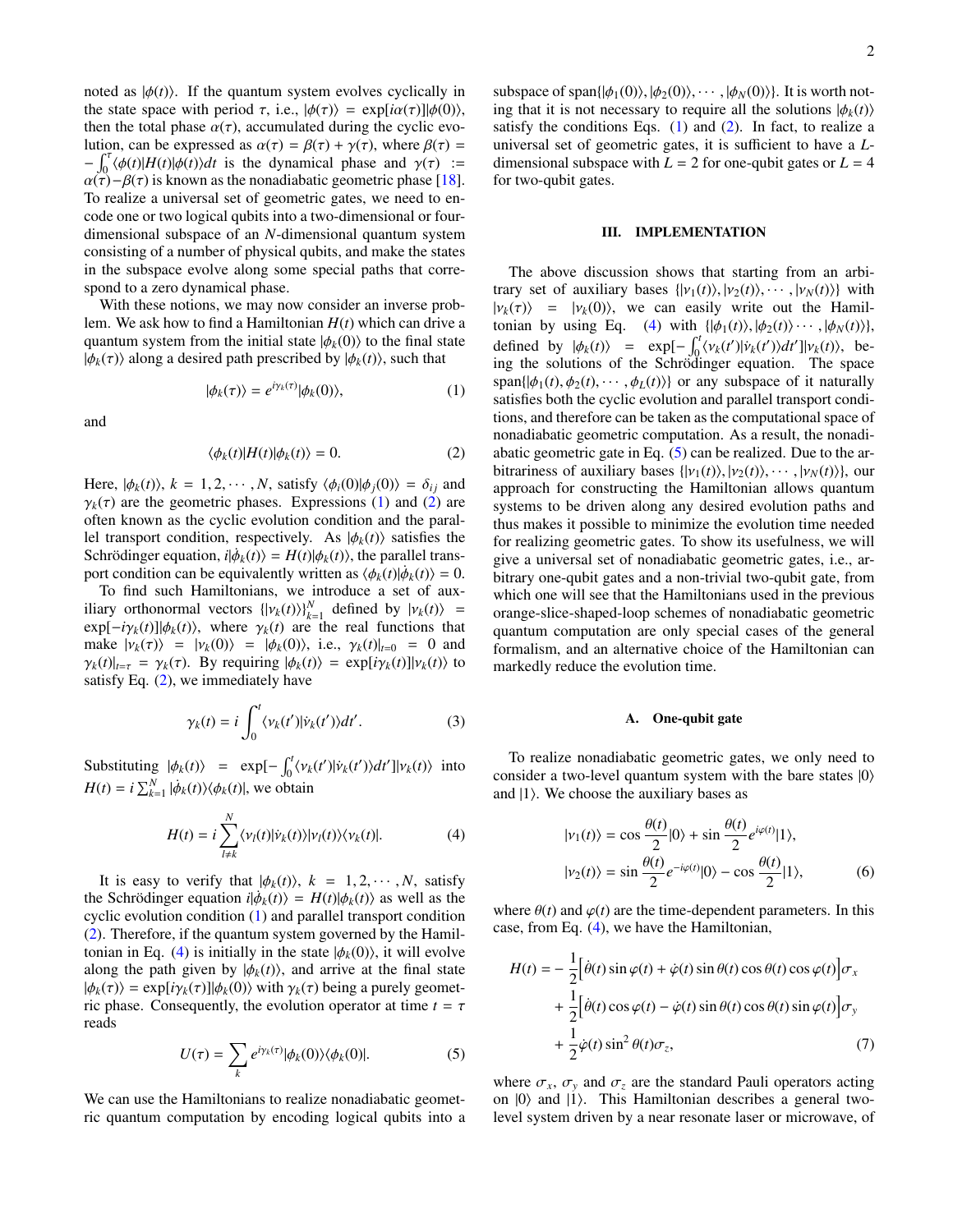noted as $|\phi(t)\rangle$. If the quantum system evolves cyclically in the state space with period $\tau$, i.e., $|\phi(\tau)\rangle = \exp[i\alpha(\tau)]|\phi(0)\rangle$, then the total phase $\alpha(\tau)$, accumulated during the cyclic evolution, can be expressed as $\alpha(\tau) = \beta(\tau) + \gamma(\tau)$, where $\beta(\tau) = -\int_0^\tau \langle\phi(t)|H(t)|\phi(t)\rangle dt$ is the dynamical phase and $\gamma(\tau) := \alpha(\tau) - \beta(\tau)$ is known as the nonadiabatic geometric phase [18]. To realize a universal set of geometric gates, we need to encode one or two logical qubits into a two-dimensional or four-dimensional subspace of an $N$-dimensional quantum system consisting of a number of physical qubits, and make the states in the subspace evolve along some special paths that correspond to a zero dynamical phase.

With these notions, we may now consider an inverse problem. We ask how to find a Hamiltonian $H(t)$ which can drive a quantum system from the initial state $|\phi_k(0)\rangle$ to the final state $|\phi_k(\tau)\rangle$ along a desired path prescribed by $|\phi_k(t)\rangle$, such that

$$|\phi_k(\tau)\rangle = e^{i\gamma_k(\tau)}|\phi_k(0)\rangle, \tag{1}$$

and

$$\langle\phi_k(t)|H(t)|\phi_k(t)\rangle = 0. \tag{2}$$

Here, $|\phi_k(t)\rangle$, $k = 1, 2, \cdots, N$, satisfy $\langle\phi_i(0)|\phi_j(0)\rangle = \delta_{ij}$ and $\gamma_k(\tau)$ are the geometric phases. Expressions (1) and (2) are often known as the cyclic evolution condition and the parallel transport condition, respectively. As $|\phi_k(t)\rangle$ satisfies the Schrödinger equation, $i|\dot{\phi}_k(t)\rangle = H(t)|\phi_k(t)\rangle$, the parallel transport condition can be equivalently written as $\langle\phi_k(t)|\dot{\phi}_k(t)\rangle = 0$.

To find such Hamiltonians, we introduce a set of auxiliary orthonormal vectors $\{|\nu_k(t)\rangle\}_{k=1}^N$ defined by $|\nu_k(t)\rangle = \exp[-i\gamma_k(t)]|\phi_k(t)\rangle$, where $\gamma_k(t)$ are the real functions that make $|\nu_k(\tau)\rangle = |\nu_k(0)\rangle = |\phi_k(0)\rangle$, i.e., $\gamma_k(t)|_{t=0} = 0$ and $\gamma_k(t)|_{t=\tau} = \gamma_k(\tau)$. By requiring $|\phi_k(t)\rangle = \exp[i\gamma_k(t)]|\nu_k(t)\rangle$ to satisfy Eq. (2), we immediately have

$$\gamma_k(t) = i\int_0^t \langle\nu_k(t')|\dot{\nu}_k(t')\rangle dt'. \tag{3}$$

Substituting $|\phi_k(t)\rangle = \exp[-\int_0^t \langle\nu_k(t')|\dot{\nu}_k(t')\rangle dt']|\nu_k(t)\rangle$ into $H(t) = i\sum_{k=1}^N |\dot{\phi}_k(t)\rangle\langle\phi_k(t)|$, we obtain

$$H(t) = i\sum_{l\neq k}^N \langle\nu_l(t)|\dot{\nu}_k(t)\rangle|\nu_l(t)\rangle\langle\nu_k(t)|. \tag{4}$$

It is easy to verify that $|\phi_k(t)\rangle$, $k = 1, 2, \cdots, N$, satisfy the Schrödinger equation $i|\dot{\phi}_k(t)\rangle = H(t)|\phi_k(t)\rangle$ as well as the cyclic evolution condition (1) and parallel transport condition (2). Therefore, if the quantum system governed by the Hamiltonian in Eq. (4) is initially in the state $|\phi_k(0)\rangle$, it will evolve along the path given by $|\phi_k(t)\rangle$, and arrive at the final state $|\phi_k(\tau)\rangle = \exp[i\gamma_k(\tau)]|\phi_k(0)\rangle$ with $\gamma_k(\tau)$ being a purely geometric phase. Consequently, the evolution operator at time $t = \tau$ reads

$$U(\tau) = \sum_k e^{i\gamma_k(\tau)}|\phi_k(0)\rangle\langle\phi_k(0)|. \tag{5}$$

We can use the Hamiltonians to realize nonadiabatic geometric quantum computation by encoding logical qubits into a subspace of span$\{|\phi_1(0)\rangle, |\phi_2(0)\rangle, \cdots, |\phi_N(0)\rangle\}$. It is worth noting that it is not necessary to require all the solutions $|\phi_k(t)\rangle$ satisfy the conditions Eqs. (1) and (2). In fact, to realize a universal set of geometric gates, it is sufficient to have a $L$-dimensional subspace with $L = 2$ for one-qubit gates or $L = 4$ for two-qubit gates.

## III. IMPLEMENTATION

The above discussion shows that starting from an arbitrary set of auxiliary bases $\{|\nu_1(t)\rangle, |\nu_2(t)\rangle, \cdots, |\nu_N(t)\rangle\}$ with $|\nu_k(\tau)\rangle = |\nu_k(0)\rangle$, we can easily write out the Hamiltonian by using Eq. (4) with $\{|\phi_1(t)\rangle, |\phi_2(t)\rangle \cdots, |\phi_N(t)\rangle\}$, defined by $|\phi_k(t)\rangle = \exp[-\int_0^t \langle\nu_k(t')|\dot{\nu}_k(t')\rangle dt']|\nu_k(t)\rangle$, being the solutions of the Schrödinger equation. The space span$\{|\phi_1(t), \phi_2(t), \cdots, \phi_L(t)\rangle\}$ or any subspace of it naturally satisfies both the cyclic evolution and parallel transport conditions, and therefore can be taken as the computational space of nonadiabatic geometric computation. As a result, the nonadiabatic geometric gate in Eq. (5) can be realized. Due to the arbitrariness of auxiliary bases $\{|\nu_1(t)\rangle, |\nu_2(t)\rangle, \cdots, |\nu_N(t)\rangle\}$, our approach for constructing the Hamiltonian allows quantum systems to be driven along any desired evolution paths and thus makes it possible to minimize the evolution time needed for realizing geometric gates. To show its usefulness, we will give a universal set of nonadiabatic geometric gates, i.e., arbitrary one-qubit gates and a non-trivial two-qubit gate, from which one will see that the Hamiltonians used in the previous orange-slice-shaped-loop schemes of nonadiabatic geometric quantum computation are only special cases of the general formalism, and an alternative choice of the Hamiltonian can markedly reduce the evolution time.

### A. One-qubit gate

To realize nonadiabatic geometric gates, we only need to consider a two-level quantum system with the bare states $|0\rangle$ and $|1\rangle$. We choose the auxiliary bases as

$$\begin{aligned}
|\nu_1(t)\rangle &= \cos\frac{\theta(t)}{2}|0\rangle + \sin\frac{\theta(t)}{2}e^{i\varphi(t)}|1\rangle, \\
|\nu_2(t)\rangle &= \sin\frac{\theta(t)}{2}e^{-i\varphi(t)}|0\rangle - \cos\frac{\theta(t)}{2}|1\rangle,
\end{aligned} \tag{6}$$

where $\theta(t)$ and $\varphi(t)$ are the time-dependent parameters. In this case, from Eq. (4), we have the Hamiltonian,

$$\begin{aligned}
H(t) = &-\frac{1}{2}\Big[\dot{\theta}(t)\sin\varphi(t) + \dot{\varphi}(t)\sin\theta(t)\cos\theta(t)\cos\varphi(t)\Big]\sigma_x \\
&+ \frac{1}{2}\Big[\dot{\theta}(t)\cos\varphi(t) - \dot{\varphi}(t)\sin\theta(t)\cos\theta(t)\sin\varphi(t)\Big]\sigma_y \\
&+ \frac{1}{2}\dot{\varphi}(t)\sin^2\theta(t)\sigma_z,
\end{aligned} \tag{7}$$

where $\sigma_x$, $\sigma_y$ and $\sigma_z$ are the standard Pauli operators acting on $|0\rangle$ and $|1\rangle$. This Hamiltonian describes a general two-level system driven by a near resonate laser or microwave, of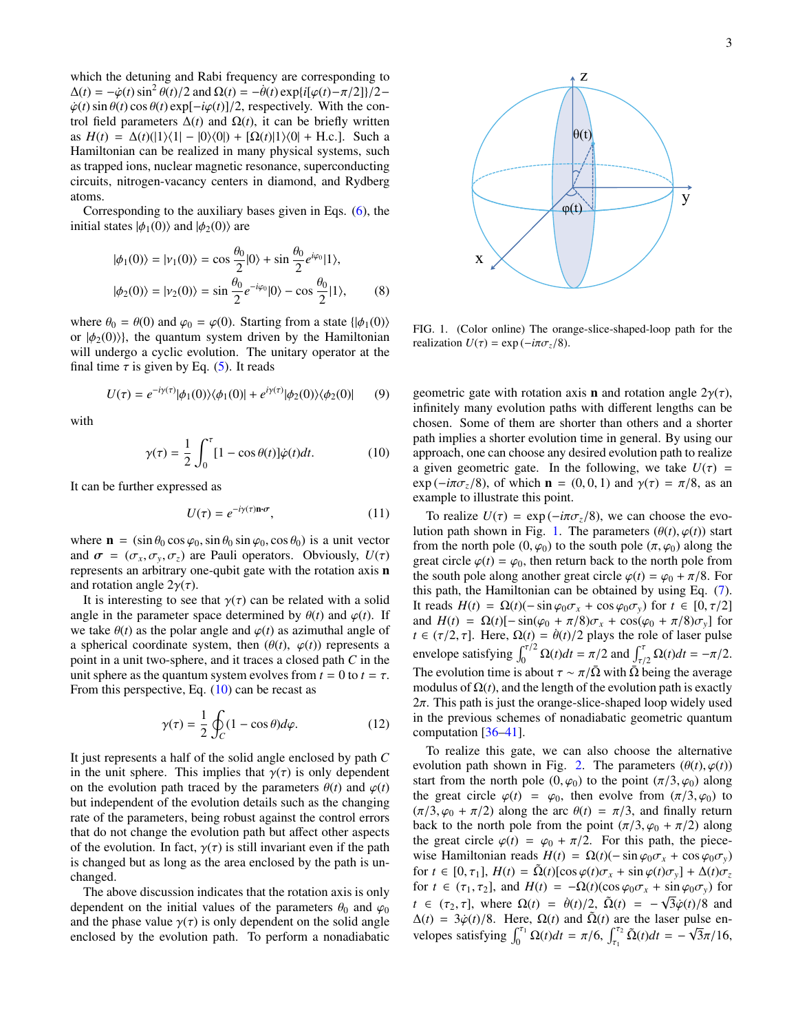which the detuning and Rabi frequency are corresponding to $\Delta(t) = -\dot{\varphi}(t)\sin^2\theta(t)/2$ and $\Omega(t) = -\dot{\theta}(t)\exp\{i[\varphi(t)-\pi/2]\}/2 - \dot{\varphi}(t)\sin\theta(t)\cos\theta(t)\exp[-i\varphi(t)]/2$, respectively. With the control field parameters $\Delta(t)$ and $\Omega(t)$, it can be briefly written as $H(t) = \Delta(t)(|1\rangle\langle 1| - |0\rangle\langle 0|) + [\Omega(t)|1\rangle\langle 0| + \text{H.c.}]$. Such a Hamiltonian can be realized in many physical systems, such as trapped ions, nuclear magnetic resonance, superconducting circuits, nitrogen-vacancy centers in diamond, and Rydberg atoms.

Corresponding to the auxiliary bases given in Eqs. (6), the initial states $|\phi_1(0)\rangle$ and $|\phi_2(0)\rangle$ are

$$
\begin{aligned}
|\phi_1(0)\rangle &= |\nu_1(0)\rangle = \cos\frac{\theta_0}{2}|0\rangle + \sin\frac{\theta_0}{2}e^{i\varphi_0}|1\rangle, \\
|\phi_2(0)\rangle &= |\nu_2(0)\rangle = \sin\frac{\theta_0}{2}e^{-i\varphi_0}|0\rangle - \cos\frac{\theta_0}{2}|1\rangle,
\end{aligned}
\tag{8}
$$

where $\theta_0 = \theta(0)$ and $\varphi_0 = \varphi(0)$. Starting from a state $\{|\phi_1(0)\rangle$ or $|\phi_2(0)\rangle\}$, the quantum system driven by the Hamiltonian will undergo a cyclic evolution. The unitary operator at the final time $\tau$ is given by Eq. (5). It reads

$$
U(\tau) = e^{-i\gamma(\tau)}|\phi_1(0)\rangle\langle\phi_1(0)| + e^{i\gamma(\tau)}|\phi_2(0)\rangle\langle\phi_2(0)| \tag{9}
$$

with

$$
\gamma(\tau) = \frac{1}{2}\int_0^\tau [1-\cos\theta(t)]\dot{\varphi}(t)dt. \tag{10}
$$

It can be further expressed as

$$
U(\tau) = e^{-i\gamma(\tau)\mathbf{n}\cdot\boldsymbol{\sigma}}, \tag{11}
$$

where $\mathbf{n} = (\sin\theta_0\cos\varphi_0, \sin\theta_0\sin\varphi_0, \cos\theta_0)$ is a unit vector and $\boldsymbol{\sigma} = (\sigma_x, \sigma_y, \sigma_z)$ are Pauli operators. Obviously, $U(\tau)$ represents an arbitrary one-qubit gate with the rotation axis $\mathbf{n}$ and rotation angle $2\gamma(\tau)$.

It is interesting to see that $\gamma(\tau)$ can be related with a solid angle in the parameter space determined by $\theta(t)$ and $\varphi(t)$. If we take $\theta(t)$ as the polar angle and $\varphi(t)$ as azimuthal angle of a spherical coordinate system, then $(\theta(t),\ \varphi(t))$ represents a point in a unit two-sphere, and it traces a closed path $C$ in the unit sphere as the quantum system evolves from $t = 0$ to $t = \tau$. From this perspective, Eq. (10) can be recast as

$$
\gamma(\tau) = \frac{1}{2}\oint_C (1-\cos\theta)d\varphi. \tag{12}
$$

It just represents a half of the solid angle enclosed by path $C$ in the unit sphere. This implies that $\gamma(\tau)$ is only dependent on the evolution path traced by the parameters $\theta(t)$ and $\varphi(t)$ but independent of the evolution details such as the changing rate of the parameters, being robust against the control errors that do not change the evolution path but affect other aspects of the evolution. In fact, $\gamma(\tau)$ is still invariant even if the path is changed but as long as the area enclosed by the path is unchanged.

The above discussion indicates that the rotation axis is only dependent on the initial values of the parameters $\theta_0$ and $\varphi_0$ and the phase value $\gamma(\tau)$ is only dependent on the solid angle enclosed by the evolution path. To perform a nonadiabatic geometric gate with rotation axis $\mathbf{n}$ and rotation angle $2\gamma(\tau)$, infinitely many evolution paths with different lengths can be chosen. Some of them are shorter than others and a shorter path implies a shorter evolution time in general. By using our approach, one can choose any desired evolution path to realize a given geometric gate. In the following, we take $U(\tau) = \exp(-i\pi\sigma_z/8)$, of which $\mathbf{n} = (0, 0, 1)$ and $\gamma(\tau) = \pi/8$, as an example to illustrate this point.

FIG. 1. (Color online) The orange-slice-shaped-loop path for the realization $U(\tau) = \exp(-i\pi\sigma_z/8)$.

To realize $U(\tau) = \exp(-i\pi\sigma_z/8)$, we can choose the evolution path shown in Fig. 1. The parameters $(\theta(t), \varphi(t))$ start from the north pole $(0, \varphi_0)$ to the south pole $(\pi, \varphi_0)$ along the great circle $\varphi(t) = \varphi_0$, then return back to the north pole from the south pole along another great circle $\varphi(t) = \varphi_0 + \pi/8$. For this path, the Hamiltonian can be obtained by using Eq. (7). It reads $H(t) = \Omega(t)(-\sin\varphi_0\sigma_x + \cos\varphi_0\sigma_y)$ for $t \in [0, \tau/2]$ and $H(t) = \Omega(t)[-\sin(\varphi_0 + \pi/8)\sigma_x + \cos(\varphi_0 + \pi/8)\sigma_y]$ for $t \in (\tau/2, \tau]$. Here, $\Omega(t) = \dot{\theta}(t)/2$ plays the role of laser pulse envelope satisfying $\int_0^{\tau/2}\Omega(t)dt = \pi/2$ and $\int_{\tau/2}^{\tau}\Omega(t)dt = -\pi/2$. The evolution time is about $\tau \sim \pi/\bar{\Omega}$ with $\bar{\Omega}$ being the average modulus of $\Omega(t)$, and the length of the evolution path is exactly $2\pi$. This path is just the orange-slice-shaped loop widely used in the previous schemes of nonadiabatic geometric quantum computation [36–41].

To realize this gate, we can also choose the alternative evolution path shown in Fig. 2. The parameters $(\theta(t), \varphi(t))$ start from the north pole $(0, \varphi_0)$ to the point $(\pi/3, \varphi_0)$ along the great circle $\varphi(t) = \varphi_0$, then evolve from $(\pi/3, \varphi_0)$ to $(\pi/3, \varphi_0 + \pi/2)$ along the arc $\theta(t) = \pi/3$, and finally return back to the north pole from the point $(\pi/3, \varphi_0 + \pi/2)$ along the great circle $\varphi(t) = \varphi_0 + \pi/2$. For this path, the piecewise Hamiltonian reads $H(t) = \Omega(t)(-\sin\varphi_0\sigma_x + \cos\varphi_0\sigma_y)$ for $t \in [0, \tau_1]$, $H(t) = \tilde{\Omega}(t)[\cos\varphi(t)\sigma_x + \sin\varphi(t)\sigma_y] + \Delta(t)\sigma_z$ for $t \in (\tau_1, \tau_2]$, and $H(t) = -\Omega(t)(\cos\varphi_0\sigma_x + \sin\varphi_0\sigma_y)$ for $t \in (\tau_2, \tau]$, where $\Omega(t) = \dot{\theta}(t)/2$, $\tilde{\Omega}(t) = -\sqrt{3}\dot{\varphi}(t)/8$ and $\Delta(t) = 3\dot{\varphi}(t)/8$. Here, $\Omega(t)$ and $\tilde{\Omega}(t)$ are the laser pulse envelopes satisfying $\int_0^{\tau_1}\Omega(t)dt = \pi/6$, $\int_{\tau_1}^{\tau_2}\tilde{\Omega}(t)dt = -\sqrt{3}\pi/16$,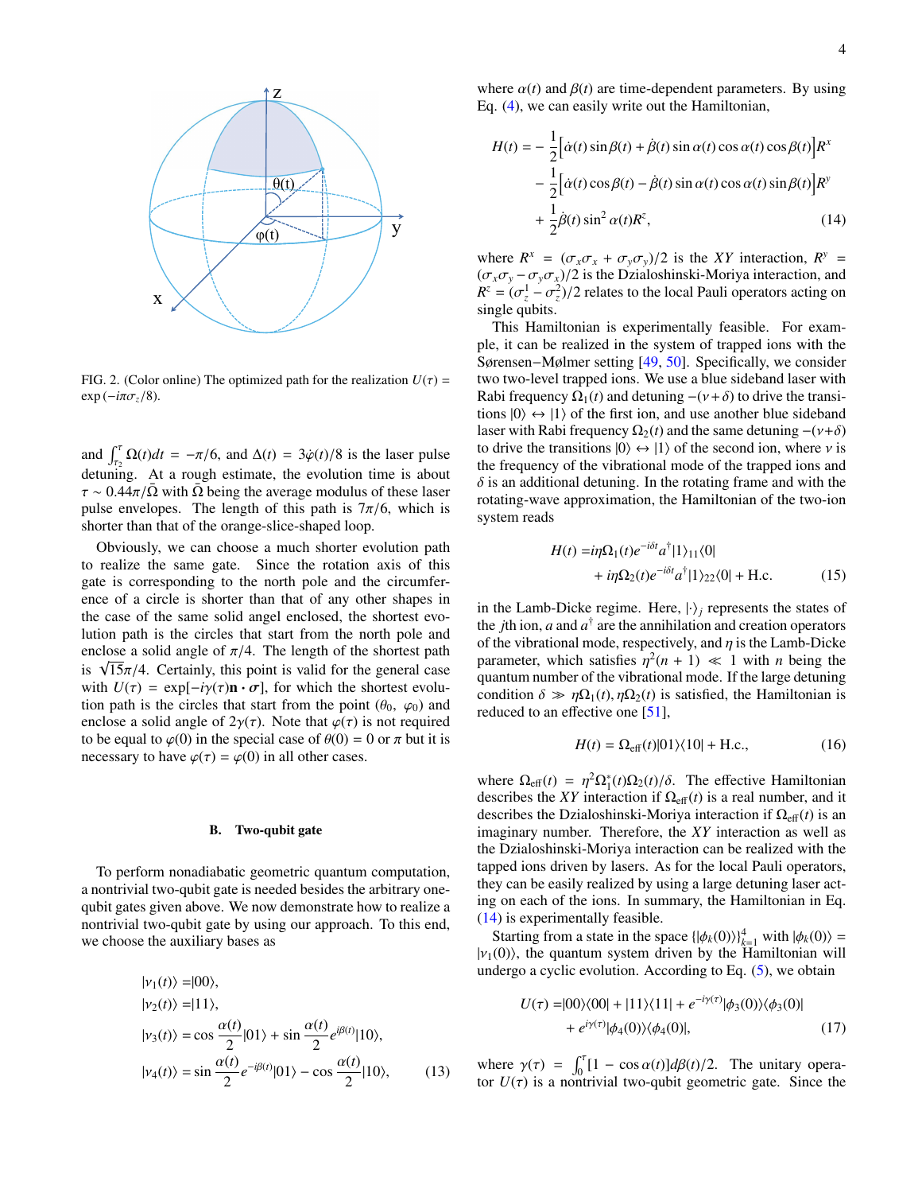FIG. 2. (Color online) The optimized path for the realization $U(\tau) = \exp(-i\pi\sigma_z/8)$.

and $\int_{\tau_2}^{\tau} \Omega(t)dt = -\pi/6$, and $\Delta(t) = 3\dot{\varphi}(t)/8$ is the laser pulse detuning. At a rough estimate, the evolution time is about $\tau \sim 0.44\pi/\bar{\Omega}$ with $\bar{\Omega}$ being the average modulus of these laser pulse envelopes. The length of this path is $7\pi/6$, which is shorter than that of the orange-slice-shaped loop.

Obviously, we can choose a much shorter evolution path to realize the same gate. Since the rotation axis of this gate is corresponding to the north pole and the circumference of a circle is shorter than that of any other shapes in the case of the same solid angel enclosed, the shortest evolution path is the circles that start from the north pole and enclose a solid angle of $\pi/4$. The length of the shortest path is $\sqrt{15}\pi/4$. Certainly, this point is valid for the general case with $U(\tau) = \exp[-i\gamma(\tau)\mathbf{n}\cdot\boldsymbol{\sigma}]$, for which the shortest evolution path is the circles that start from the point $(\theta_0, \varphi_0)$ and enclose a solid angle of $2\gamma(\tau)$. Note that $\varphi(\tau)$ is not required to be equal to $\varphi(0)$ in the special case of $\theta(0) = 0$ or $\pi$ but it is necessary to have $\varphi(\tau) = \varphi(0)$ in all other cases.

### B. Two-qubit gate

To perform nonadiabatic geometric quantum computation, a nontrivial two-qubit gate is needed besides the arbitrary one-qubit gates given above. We now demonstrate how to realize a nontrivial two-qubit gate by using our approach. To this end, we choose the auxiliary bases as

$$
\begin{aligned}
|\nu_1(t)\rangle &= |00\rangle, \\
|\nu_2(t)\rangle &= |11\rangle, \\
|\nu_3(t)\rangle &= \cos\frac{\alpha(t)}{2}|01\rangle + \sin\frac{\alpha(t)}{2}e^{i\beta(t)}|10\rangle, \\
|\nu_4(t)\rangle &= \sin\frac{\alpha(t)}{2}e^{-i\beta(t)}|01\rangle - \cos\frac{\alpha(t)}{2}|10\rangle, \qquad (13)
\end{aligned}
$$

where $\alpha(t)$ and $\beta(t)$ are time-dependent parameters. By using Eq. (4), we can easily write out the Hamiltonian,

$$
\begin{aligned}
H(t) = &-\frac{1}{2}\Big[\dot{\alpha}(t)\sin\beta(t) + \dot{\beta}(t)\sin\alpha(t)\cos\alpha(t)\cos\beta(t)\Big]R^x \\
&-\frac{1}{2}\Big[\dot{\alpha}(t)\cos\beta(t) - \dot{\beta}(t)\sin\alpha(t)\cos\alpha(t)\sin\beta(t)\Big]R^y \\
&+\frac{1}{2}\dot{\beta}(t)\sin^2\alpha(t)R^z, \qquad (14)
\end{aligned}
$$

where $R^x = (\sigma_x\sigma_x + \sigma_y\sigma_y)/2$ is the $XY$ interaction, $R^y = (\sigma_x\sigma_y - \sigma_y\sigma_x)/2$ is the Dzialoshinski-Moriya interaction, and $R^z = (\sigma_z^1 - \sigma_z^2)/2$ relates to the local Pauli operators acting on single qubits.

This Hamiltonian is experimentally feasible. For example, it can be realized in the system of trapped ions with the Sørensen−Mølmer setting [49, 50]. Specifically, we consider two two-level trapped ions. We use a blue sideband laser with Rabi frequency $\Omega_1(t)$ and detuning $-(\nu+\delta)$ to drive the transitions $|0\rangle \leftrightarrow |1\rangle$ of the first ion, and use another blue sideband laser with Rabi frequency $\Omega_2(t)$ and the same detuning $-(\nu+\delta)$ to drive the transitions $|0\rangle \leftrightarrow |1\rangle$ of the second ion, where $\nu$ is the frequency of the vibrational mode of the trapped ions and $\delta$ is an additional detuning. In the rotating frame and with the rotating-wave approximation, the Hamiltonian of the two-ion system reads

$$
\begin{aligned}
H(t) = &i\eta\Omega_1(t)e^{-i\delta t}a^\dagger|1\rangle_{11}\langle 0| \\
&+ i\eta\Omega_2(t)e^{-i\delta t}a^\dagger|1\rangle_{22}\langle 0| + \text{H.c.} \qquad (15)
\end{aligned}
$$

in the Lamb-Dicke regime. Here, $|\cdot\rangle_j$ represents the states of the $j$th ion, $a$ and $a^\dagger$ are the annihilation and creation operators of the vibrational mode, respectively, and $\eta$ is the Lamb-Dicke parameter, which satisfies $\eta^2(n+1) \ll 1$ with $n$ being the quantum number of the vibrational mode. If the large detuning condition $\delta \gg \eta\Omega_1(t), \eta\Omega_2(t)$ is satisfied, the Hamiltonian is reduced to an effective one [51],

$$
H(t) = \Omega_{\text{eff}}(t)|01\rangle\langle 10| + \text{H.c.}, \qquad (16)
$$

where $\Omega_{\text{eff}}(t) = \eta^2\Omega_1^*(t)\Omega_2(t)/\delta$. The effective Hamiltonian describes the $XY$ interaction if $\Omega_{\text{eff}}(t)$ is a real number, and it describes the Dzialoshinski-Moriya interaction if $\Omega_{\text{eff}}(t)$ is an imaginary number. Therefore, the $XY$ interaction as well as the Dzialoshinski-Moriya interaction can be realized with the tapped ions driven by lasers. As for the local Pauli operators, they can be easily realized by using a large detuning laser acting on each of the ions. In summary, the Hamiltonian in Eq. (14) is experimentally feasible.

Starting from a state in the space $\{|\phi_k(0)\rangle\}_{k=1}^4$ with $|\phi_k(0)\rangle = |\nu_1(0)\rangle$, the quantum system driven by the Hamiltonian will undergo a cyclic evolution. According to Eq. (5), we obtain

$$
\begin{aligned}
U(\tau) = &|00\rangle\langle 00| + |11\rangle\langle 11| + e^{-i\gamma(\tau)}|\phi_3(0)\rangle\langle\phi_3(0)| \\
&+ e^{i\gamma(\tau)}|\phi_4(0)\rangle\langle\phi_4(0)|, \qquad (17)
\end{aligned}
$$

where $\gamma(\tau) = \int_0^\tau [1 - \cos\alpha(t)]d\beta(t)/2$. The unitary operator $U(\tau)$ is a nontrivial two-qubit geometric gate. Since the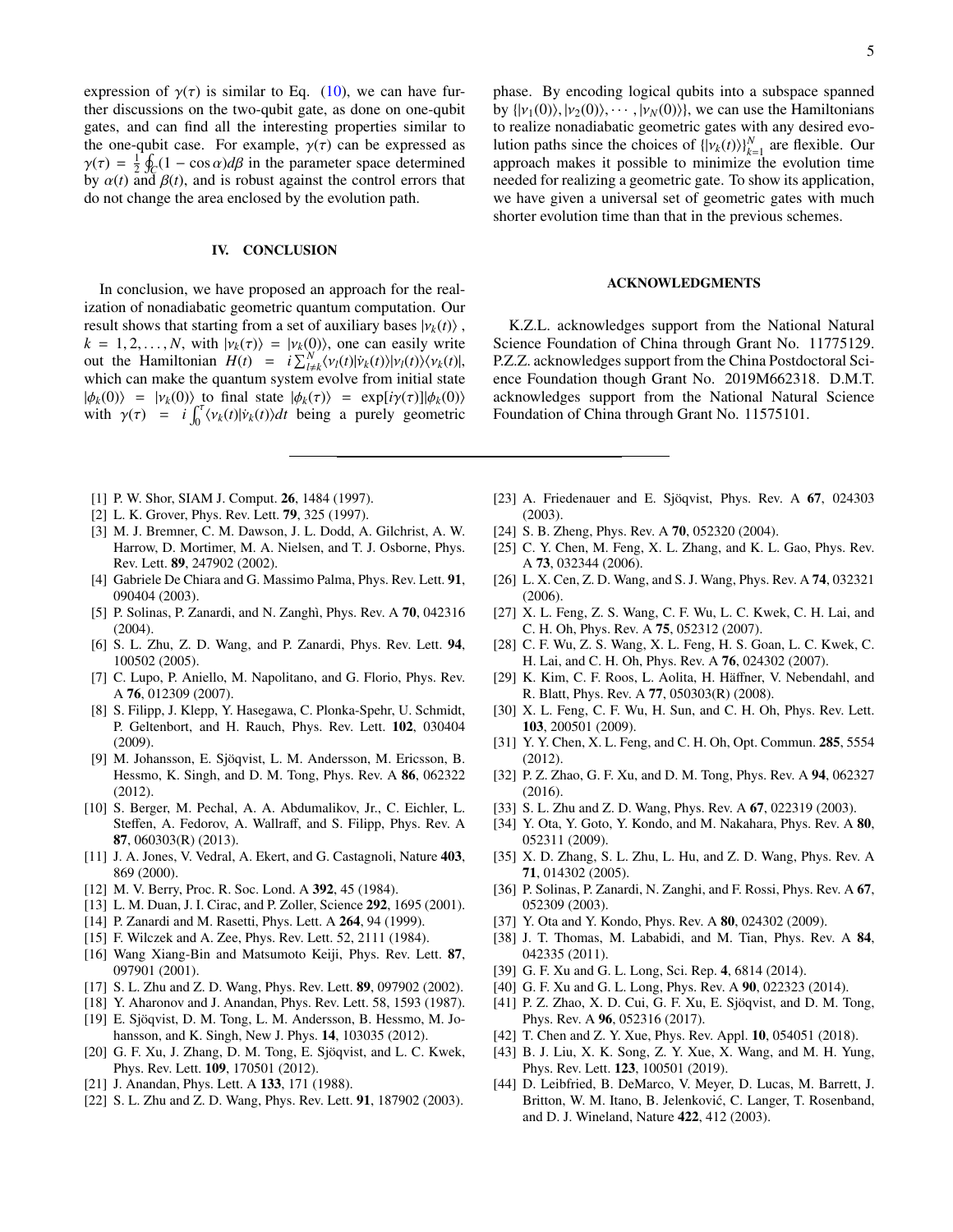expression of $\gamma(\tau)$ is similar to Eq. (10), we can have further discussions on the two-qubit gate, as done on one-qubit gates, and can find all the interesting properties similar to the one-qubit case. For example, $\gamma(\tau)$ can be expressed as $\gamma(\tau) = \frac{1}{2}\oint_C (1 - \cos\alpha) d\beta$ in the parameter space determined by $\alpha(t)$ and $\beta(t)$, and is robust against the control errors that do not change the area enclosed by the evolution path.

## IV. CONCLUSION

In conclusion, we have proposed an approach for the realization of nonadiabatic geometric quantum computation. Our result shows that starting from a set of auxiliary bases $|\nu_k(t)\rangle$, $k = 1, 2, \ldots, N$, with $|\nu_k(\tau)\rangle = |\nu_k(0)\rangle$, one can easily write out the Hamiltonian $H(t) = i\sum_{l\neq k}^{N}\langle\nu_l(t)|\dot{\nu}_k(t)\rangle|\nu_l(t)\rangle\langle\nu_k(t)|$, which can make the quantum system evolve from initial state $|\phi_k(0)\rangle = |\nu_k(0)\rangle$ to final state $|\phi_k(\tau)\rangle = \exp[i\gamma(\tau)]|\phi_k(0)\rangle$ with $\gamma(\tau) = i\int_0^\tau \langle\nu_k(t)|\dot{\nu}_k(t)\rangle dt$ being a purely geometric phase. By encoding logical qubits into a subspace spanned by $\{|\nu_1(0)\rangle, |\nu_2(0)\rangle, \cdots, |\nu_N(0)\rangle\}$, we can use the Hamiltonians to realize nonadiabatic geometric gates with any desired evolution paths since the choices of $\{|\nu_k(t)\rangle\}_{k=1}^N$ are flexible. Our approach makes it possible to minimize the evolution time needed for realizing a geometric gate. To show its application, we have given a universal set of geometric gates with much shorter evolution time than that in the previous schemes.

## ACKNOWLEDGMENTS

K.Z.L. acknowledges support from the National Natural Science Foundation of China through Grant No. 11775129. P.Z.Z. acknowledges support from the China Postdoctoral Science Foundation though Grant No. 2019M662318. D.M.T. acknowledges support from the National Natural Science Foundation of China through Grant No. 11575101.

---

[1] P. W. Shor, SIAM J. Comput. **26**, 1484 (1997).
[2] L. K. Grover, Phys. Rev. Lett. **79**, 325 (1997).
[3] M. J. Bremner, C. M. Dawson, J. L. Dodd, A. Gilchrist, A. W. Harrow, D. Mortimer, M. A. Nielsen, and T. J. Osborne, Phys. Rev. Lett. **89**, 247902 (2002).
[4] Gabriele De Chiara and G. Massimo Palma, Phys. Rev. Lett. **91**, 090404 (2003).
[5] P. Solinas, P. Zanardi, and N. Zanghì, Phys. Rev. A **70**, 042316 (2004).
[6] S. L. Zhu, Z. D. Wang, and P. Zanardi, Phys. Rev. Lett. **94**, 100502 (2005).
[7] C. Lupo, P. Aniello, M. Napolitano, and G. Florio, Phys. Rev. A **76**, 012309 (2007).
[8] S. Filipp, J. Klepp, Y. Hasegawa, C. Plonka-Spehr, U. Schmidt, P. Geltenbort, and H. Rauch, Phys. Rev. Lett. **102**, 030404 (2009).
[9] M. Johansson, E. Sjöqvist, L. M. Andersson, M. Ericsson, B. Hessmo, K. Singh, and D. M. Tong, Phys. Rev. A **86**, 062322 (2012).
[10] S. Berger, M. Pechal, A. A. Abdumalikov, Jr., C. Eichler, L. Steffen, A. Fedorov, A. Wallraff, and S. Filipp, Phys. Rev. A **87**, 060303(R) (2013).
[11] J. A. Jones, V. Vedral, A. Ekert, and G. Castagnoli, Nature **403**, 869 (2000).
[12] M. V. Berry, Proc. R. Soc. Lond. A **392**, 45 (1984).
[13] L. M. Duan, J. I. Cirac, and P. Zoller, Science **292**, 1695 (2001).
[14] P. Zanardi and M. Rasetti, Phys. Lett. A **264**, 94 (1999).
[15] F. Wilczek and A. Zee, Phys. Rev. Lett. 52, 2111 (1984).
[16] Wang Xiang-Bin and Matsumoto Keiji, Phys. Rev. Lett. **87**, 097901 (2001).
[17] S. L. Zhu and Z. D. Wang, Phys. Rev. Lett. **89**, 097902 (2002).
[18] Y. Aharonov and J. Anandan, Phys. Rev. Lett. 58, 1593 (1987).
[19] E. Sjöqvist, D. M. Tong, L. M. Andersson, B. Hessmo, M. Johansson, and K. Singh, New J. Phys. **14**, 103035 (2012).
[20] G. F. Xu, J. Zhang, D. M. Tong, E. Sjöqvist, and L. C. Kwek, Phys. Rev. Lett. **109**, 170501 (2012).
[21] J. Anandan, Phys. Lett. A **133**, 171 (1988).
[22] S. L. Zhu and Z. D. Wang, Phys. Rev. Lett. **91**, 187902 (2003).
[23] A. Friedenauer and E. Sjöqvist, Phys. Rev. A **67**, 024303 (2003).
[24] S. B. Zheng, Phys. Rev. A **70**, 052320 (2004).
[25] C. Y. Chen, M. Feng, X. L. Zhang, and K. L. Gao, Phys. Rev. A **73**, 032344 (2006).
[26] L. X. Cen, Z. D. Wang, and S. J. Wang, Phys. Rev. A **74**, 032321 (2006).
[27] X. L. Feng, Z. S. Wang, C. F. Wu, L. C. Kwek, C. H. Lai, and C. H. Oh, Phys. Rev. A **75**, 052312 (2007).
[28] C. F. Wu, Z. S. Wang, X. L. Feng, H. S. Goan, L. C. Kwek, C. H. Lai, and C. H. Oh, Phys. Rev. A **76**, 024302 (2007).
[29] K. Kim, C. F. Roos, L. Aolita, H. Häffner, V. Nebendahl, and R. Blatt, Phys. Rev. A **77**, 050303(R) (2008).
[30] X. L. Feng, C. F. Wu, H. Sun, and C. H. Oh, Phys. Rev. Lett. **103**, 200501 (2009).
[31] Y. Y. Chen, X. L. Feng, and C. H. Oh, Opt. Commun. **285**, 5554 (2012).
[32] P. Z. Zhao, G. F. Xu, and D. M. Tong, Phys. Rev. A **94**, 062327 (2016).
[33] S. L. Zhu and Z. D. Wang, Phys. Rev. A **67**, 022319 (2003).
[34] Y. Ota, Y. Goto, Y. Kondo, and M. Nakahara, Phys. Rev. A **80**, 052311 (2009).
[35] X. D. Zhang, S. L. Zhu, L. Hu, and Z. D. Wang, Phys. Rev. A **71**, 014302 (2005).
[36] P. Solinas, P. Zanardi, N. Zanghi, and F. Rossi, Phys. Rev. A **67**, 052309 (2003).
[37] Y. Ota and Y. Kondo, Phys. Rev. A **80**, 024302 (2009).
[38] J. T. Thomas, M. Lababidi, and M. Tian, Phys. Rev. A **84**, 042335 (2011).
[39] G. F. Xu and G. L. Long, Sci. Rep. **4**, 6814 (2014).
[40] G. F. Xu and G. L. Long, Phys. Rev. A **90**, 022323 (2014).
[41] P. Z. Zhao, X. D. Cui, G. F. Xu, E. Sjöqvist, and D. M. Tong, Phys. Rev. A **96**, 052316 (2017).
[42] T. Chen and Z. Y. Xue, Phys. Rev. Appl. **10**, 054051 (2018).
[43] B. J. Liu, X. K. Song, Z. Y. Xue, X. Wang, and M. H. Yung, Phys. Rev. Lett. **123**, 100501 (2019).
[44] D. Leibfried, B. DeMarco, V. Meyer, D. Lucas, M. Barrett, J. Britton, W. M. Itano, B. Jelenković, C. Langer, T. Rosenband, and D. J. Wineland, Nature **422**, 412 (2003).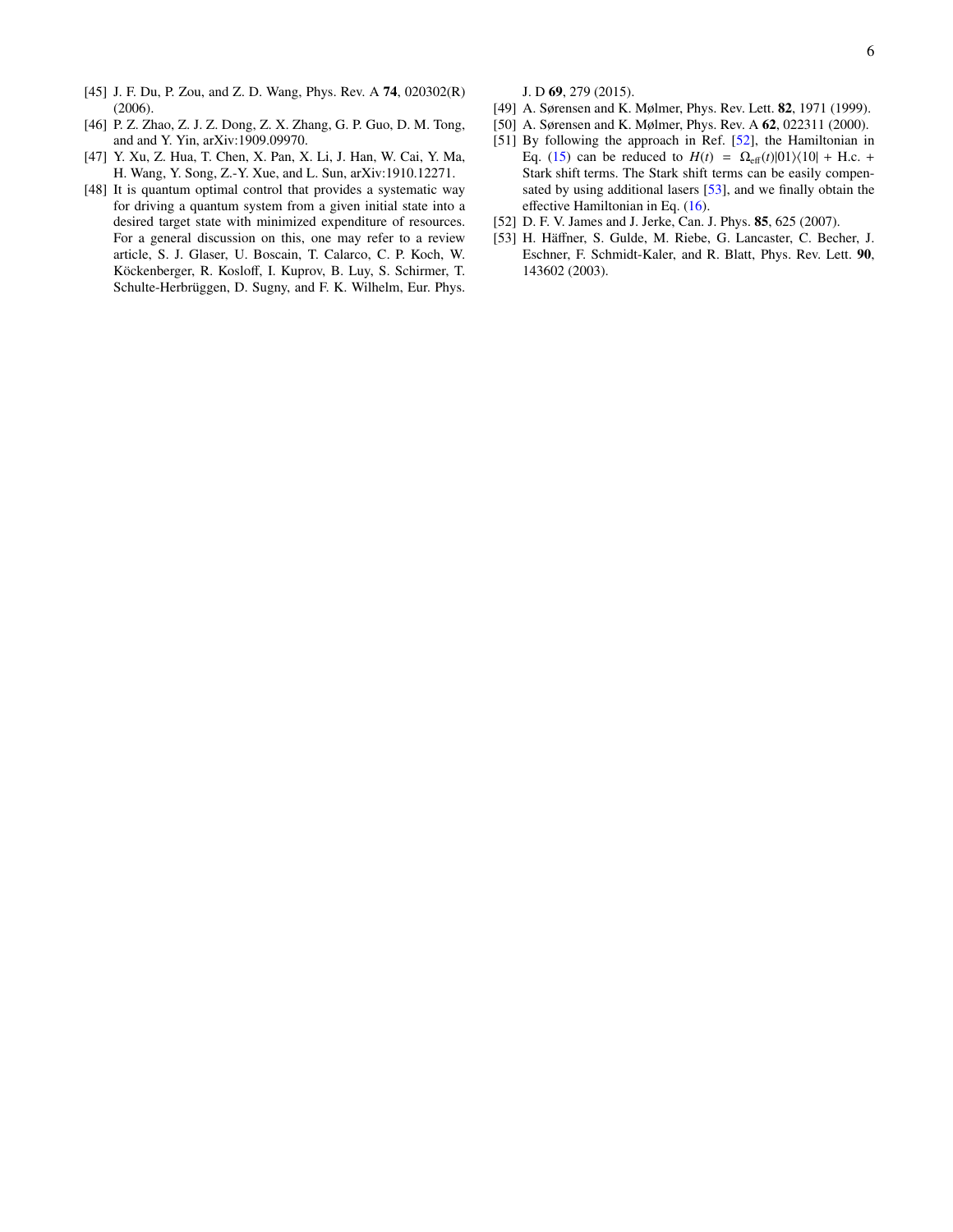[45] J. F. Du, P. Zou, and Z. D. Wang, Phys. Rev. A **74**, 020302(R) (2006).

[46] P. Z. Zhao, Z. J. Z. Dong, Z. X. Zhang, G. P. Guo, D. M. Tong, and and Y. Yin, arXiv:1909.09970.

[47] Y. Xu, Z. Hua, T. Chen, X. Pan, X. Li, J. Han, W. Cai, Y. Ma, H. Wang, Y. Song, Z.-Y. Xue, and L. Sun, arXiv:1910.12271.

[48] It is quantum optimal control that provides a systematic way for driving a quantum system from a given initial state into a desired target state with minimized expenditure of resources. For a general discussion on this, one may refer to a review article, S. J. Glaser, U. Boscain, T. Calarco, C. P. Koch, W. Köckenberger, R. Kosloff, I. Kuprov, B. Luy, S. Schirmer, T. Schulte-Herbrüggen, D. Sugny, and F. K. Wilhelm, Eur. Phys. J. D **69**, 279 (2015).

[49] A. Sørensen and K. Mølmer, Phys. Rev. Lett. **82**, 1971 (1999).

[50] A. Sørensen and K. Mølmer, Phys. Rev. A **62**, 022311 (2000).

[51] By following the approach in Ref. [52], the Hamiltonian in Eq. (15) can be reduced to $H(t) = \Omega_{\text{eff}}(t)|01\rangle\langle 10| + \text{H.c.} +$ Stark shift terms. The Stark shift terms can be easily compensated by using additional lasers [53], and we finally obtain the effective Hamiltonian in Eq. (16).

[52] D. F. V. James and J. Jerke, Can. J. Phys. **85**, 625 (2007).

[53] H. Häffner, S. Gulde, M. Riebe, G. Lancaster, C. Becher, J. Eschner, F. Schmidt-Kaler, and R. Blatt, Phys. Rev. Lett. **90**, 143602 (2003).